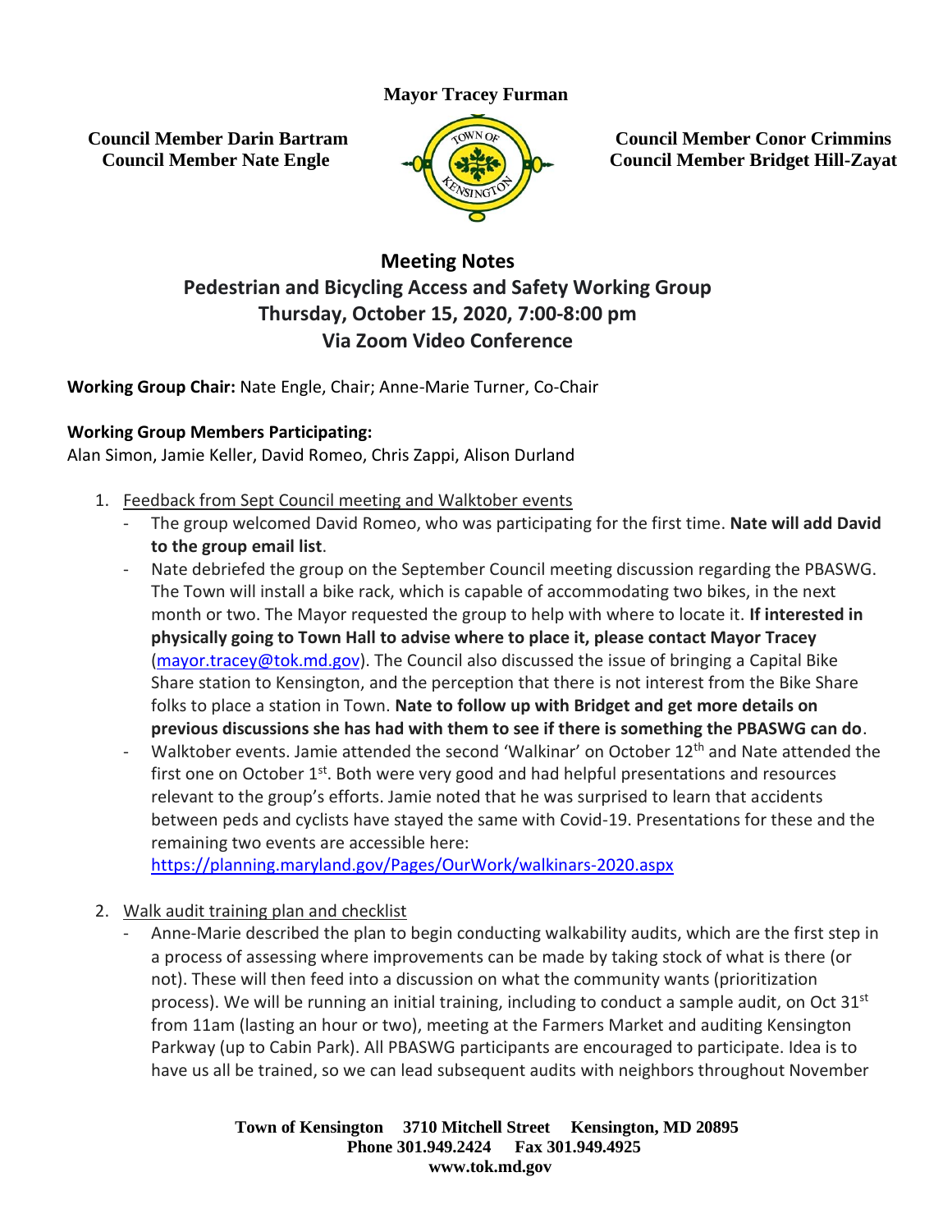**Mayor Tracey Furman**

**Council Member Darin Bartram**
**Council Member Nate Engle**

**Council Member Conor Crimmins**
**Council Member Bridget Hill-Zayat**

# Meeting Notes
## Pedestrian and Bicycling Access and Safety Working Group
## Thursday, October 15, 2020, 7:00-8:00 pm
## Via Zoom Video Conference

**Working Group Chair:** Nate Engle, Chair; Anne-Marie Turner, Co-Chair

**Working Group Members Participating:**
Alan Simon, Jamie Keller, David Romeo, Chris Zappi, Alison Durland

1. Feedback from Sept Council meeting and Walktober events
   - The group welcomed David Romeo, who was participating for the first time. **Nate will add David to the group email list**.
   - Nate debriefed the group on the September Council meeting discussion regarding the PBASWG. The Town will install a bike rack, which is capable of accommodating two bikes, in the next month or two. The Mayor requested the group to help with where to locate it. **If interested in physically going to Town Hall to advise where to place it, please contact Mayor Tracey** (mayor.tracey@tok.md.gov). The Council also discussed the issue of bringing a Capital Bike Share station to Kensington, and the perception that there is not interest from the Bike Share folks to place a station in Town. **Nate to follow up with Bridget and get more details on previous discussions she has had with them to see if there is something the PBASWG can do**.
   - Walktober events. Jamie attended the second 'Walkinar' on October 12th and Nate attended the first one on October 1st. Both were very good and had helpful presentations and resources relevant to the group's efforts. Jamie noted that he was surprised to learn that accidents between peds and cyclists have stayed the same with Covid-19. Presentations for these and the remaining two events are accessible here: https://planning.maryland.gov/Pages/OurWork/walkinars-2020.aspx

2. Walk audit training plan and checklist
   - Anne-Marie described the plan to begin conducting walkability audits, which are the first step in a process of assessing where improvements can be made by taking stock of what is there (or not). These will then feed into a discussion on what the community wants (prioritization process). We will be running an initial training, including to conduct a sample audit, on Oct 31st from 11am (lasting an hour or two), meeting at the Farmers Market and auditing Kensington Parkway (up to Cabin Park). All PBASWG participants are encouraged to participate. Idea is to have us all be trained, so we can lead subsequent audits with neighbors throughout November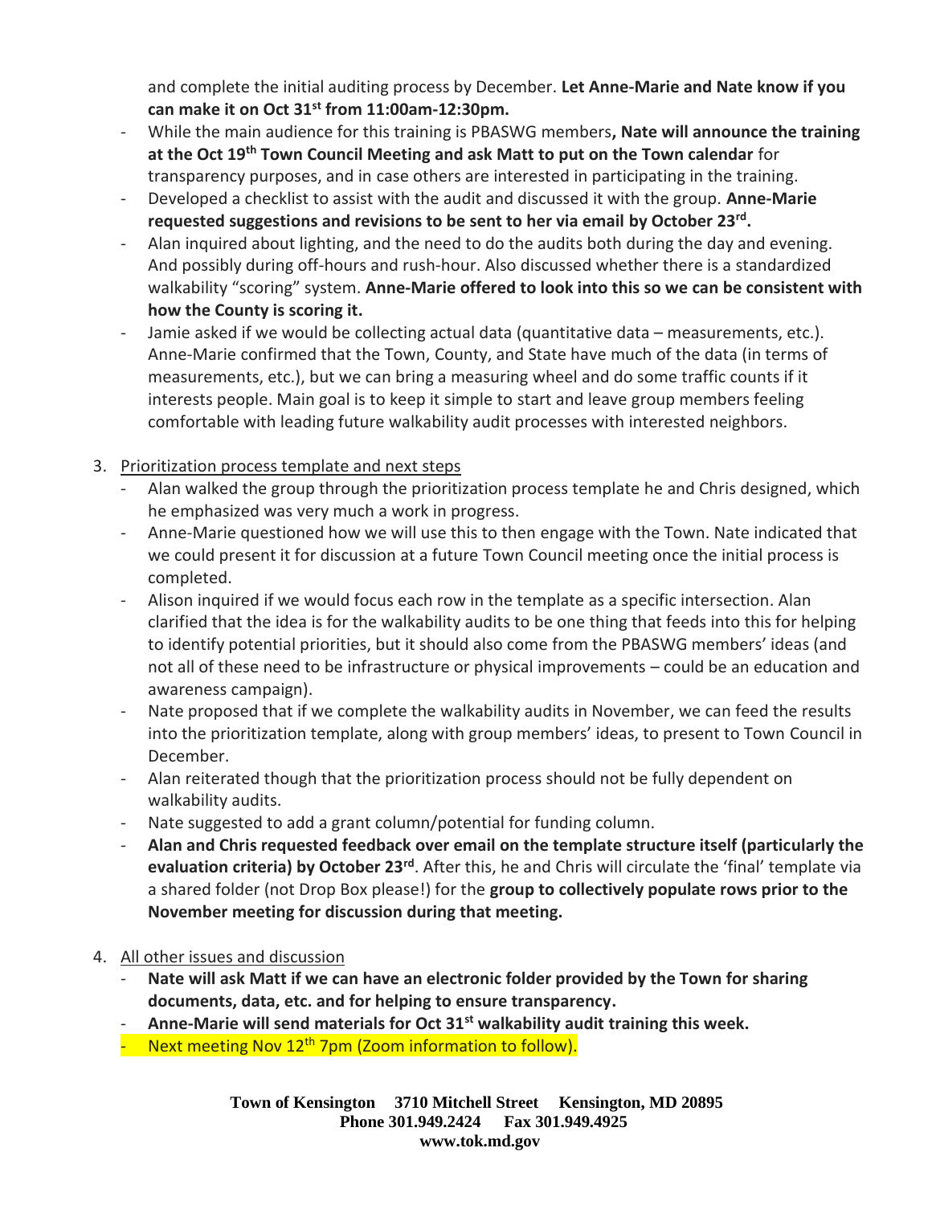and complete the initial auditing process by December. **Let Anne-Marie and Nate know if you can make it on Oct 31st from 11:00am-12:30pm.**

- While the main audience for this training is PBASWG members**, Nate will announce the training at the Oct 19th Town Council Meeting and ask Matt to put on the Town calendar** for transparency purposes, and in case others are interested in participating in the training.
- Developed a checklist to assist with the audit and discussed it with the group. **Anne-Marie requested suggestions and revisions to be sent to her via email by October 23rd.**
- Alan inquired about lighting, and the need to do the audits both during the day and evening. And possibly during off-hours and rush-hour. Also discussed whether there is a standardized walkability "scoring" system. **Anne-Marie offered to look into this so we can be consistent with how the County is scoring it.**
- Jamie asked if we would be collecting actual data (quantitative data – measurements, etc.). Anne-Marie confirmed that the Town, County, and State have much of the data (in terms of measurements, etc.), but we can bring a measuring wheel and do some traffic counts if it interests people. Main goal is to keep it simple to start and leave group members feeling comfortable with leading future walkability audit processes with interested neighbors.

3. <u>Prioritization process template and next steps</u>
   - Alan walked the group through the prioritization process template he and Chris designed, which he emphasized was very much a work in progress.
   - Anne-Marie questioned how we will use this to then engage with the Town. Nate indicated that we could present it for discussion at a future Town Council meeting once the initial process is completed.
   - Alison inquired if we would focus each row in the template as a specific intersection. Alan clarified that the idea is for the walkability audits to be one thing that feeds into this for helping to identify potential priorities, but it should also come from the PBASWG members' ideas (and not all of these need to be infrastructure or physical improvements – could be an education and awareness campaign).
   - Nate proposed that if we complete the walkability audits in November, we can feed the results into the prioritization template, along with group members' ideas, to present to Town Council in December.
   - Alan reiterated though that the prioritization process should not be fully dependent on walkability audits.
   - Nate suggested to add a grant column/potential for funding column.
   - **Alan and Chris requested feedback over email on the template structure itself (particularly the evaluation criteria) by October 23rd**. After this, he and Chris will circulate the 'final' template via a shared folder (not Drop Box please!) for the **group to collectively populate rows prior to the November meeting for discussion during that meeting.**

4. <u>All other issues and discussion</u>
   - **Nate will ask Matt if we can have an electronic folder provided by the Town for sharing documents, data, etc. and for helping to ensure transparency.**
   - **Anne-Marie will send materials for Oct 31st walkability audit training this week.**
   - Next meeting Nov 12th 7pm (Zoom information to follow).

**Town of Kensington 3710 Mitchell Street Kensington, MD 20895**
**Phone 301.949.2424 Fax 301.949.4925**
**www.tok.md.gov**